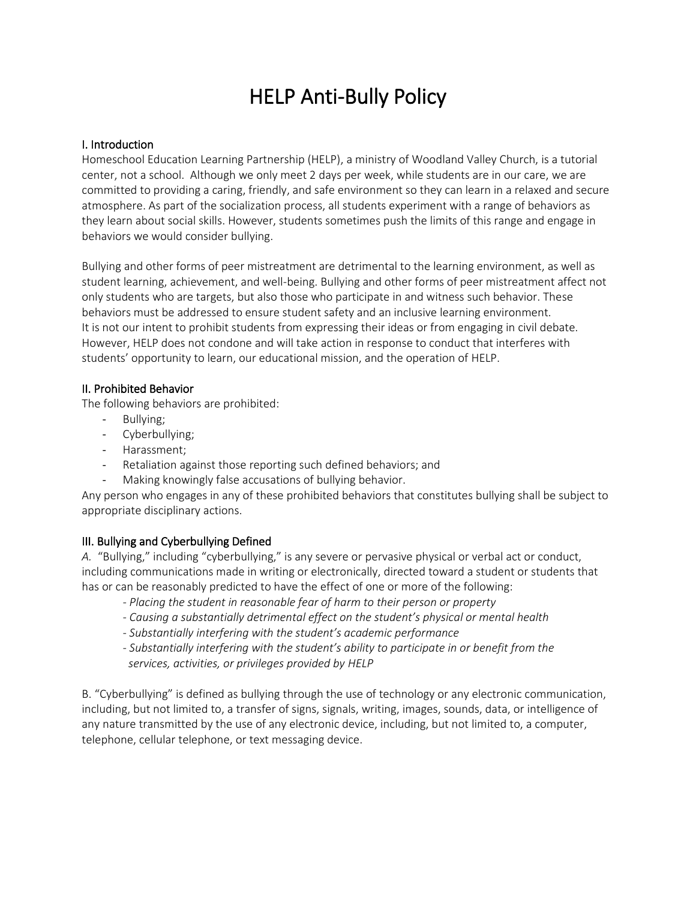# HELP Anti-Bully Policy

## I. Introduction

Homeschool Education Learning Partnership (HELP), a ministry of Woodland Valley Church, is a tutorial center, not a school. Although we only meet 2 days per week, while students are in our care, we are committed to providing a caring, friendly, and safe environment so they can learn in a relaxed and secure atmosphere. As part of the socialization process, all students experiment with a range of behaviors as they learn about social skills. However, students sometimes push the limits of this range and engage in behaviors we would consider bullying.

Bullying and other forms of peer mistreatment are detrimental to the learning environment, as well as student learning, achievement, and well-being. Bullying and other forms of peer mistreatment affect not only students who are targets, but also those who participate in and witness such behavior. These behaviors must be addressed to ensure student safety and an inclusive learning environment. It is not our intent to prohibit students from expressing their ideas or from engaging in civil debate. However, HELP does not condone and will take action in response to conduct that interferes with students' opportunity to learn, our educational mission, and the operation of HELP.

## II. Prohibited Behavior

The following behaviors are prohibited:

- Bullying;
- Cyberbullying;
- Harassment;
- Retaliation against those reporting such defined behaviors; and
- Making knowingly false accusations of bullying behavior.

Any person who engages in any of these prohibited behaviors that constitutes bullying shall be subject to appropriate disciplinary actions.

## III. Bullying and Cyberbullying Defined

*A.* "Bullying," including "cyberbullying," is any severe or pervasive physical or verbal act or conduct, including communications made in writing or electronically, directed toward a student or students that has or can be reasonably predicted to have the effect of one or more of the following:

- *Placing the student in reasonable fear of harm to their person or property*
- *Causing a substantially detrimental effect on the student's physical or mental health*
- *Substantially interfering with the student's academic performance*
- *Substantially interfering with the student's ability to participate in or benefit from the services, activities, or privileges provided by HELP*

B. "Cyberbullying" is defined as bullying through the use of technology or any electronic communication, including, but not limited to, a transfer of signs, signals, writing, images, sounds, data, or intelligence of any nature transmitted by the use of any electronic device, including, but not limited to, a computer, telephone, cellular telephone, or text messaging device.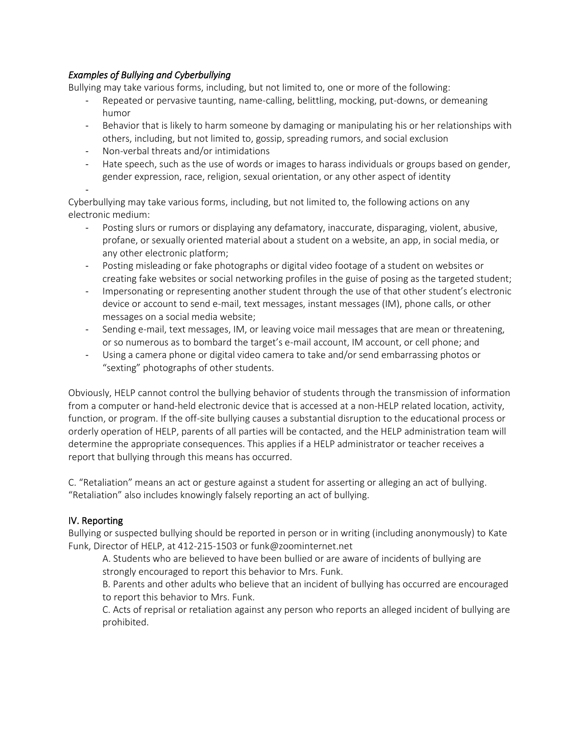### *Examples of Bullying and Cyberbullying*

Bullying may take various forms, including, but not limited to, one or more of the following:

- Repeated or pervasive taunting, name-calling, belittling, mocking, put-downs, or demeaning humor
- Behavior that is likely to harm someone by damaging or manipulating his or her relationships with others, including, but not limited to, gossip, spreading rumors, and social exclusion
- Non-verbal threats and/or intimidations
- Hate speech, such as the use of words or images to harass individuals or groups based on gender, gender expression, race, religion, sexual orientation, or any other aspect of identity
-

Cyberbullying may take various forms, including, but not limited to, the following actions on any electronic medium:

- Posting slurs or rumors or displaying any defamatory, inaccurate, disparaging, violent, abusive, profane, or sexually oriented material about a student on a website, an app, in social media, or any other electronic platform;
- Posting misleading or fake photographs or digital video footage of a student on websites or creating fake websites or social networking profiles in the guise of posing as the targeted student;
- Impersonating or representing another student through the use of that other student's electronic device or account to send e-mail, text messages, instant messages (IM), phone calls, or other messages on a social media website;
- Sending e-mail, text messages, IM, or leaving voice mail messages that are mean or threatening, or so numerous as to bombard the target's e-mail account, IM account, or cell phone; and
- Using a camera phone or digital video camera to take and/or send embarrassing photos or "sexting" photographs of other students.

Obviously, HELP cannot control the bullying behavior of students through the transmission of information from a computer or hand-held electronic device that is accessed at a non-HELP related location, activity, function, or program. If the off-site bullying causes a substantial disruption to the educational process or orderly operation of HELP, parents of all parties will be contacted, and the HELP administration team will determine the appropriate consequences. This applies if a HELP administrator or teacher receives a report that bullying through this means has occurred.

C. "Retaliation" means an act or gesture against a student for asserting or alleging an act of bullying. "Retaliation" also includes knowingly falsely reporting an act of bullying.

## IV. Reporting

Bullying or suspected bullying should be reported in person or in writing (including anonymously) to Kate Funk, Director of HELP, at 412-215-1503 or funk@zoominternet.net

A. Students who are believed to have been bullied or are aware of incidents of bullying are strongly encouraged to report this behavior to Mrs. Funk.

B. Parents and other adults who believe that an incident of bullying has occurred are encouraged to report this behavior to Mrs. Funk.

C. Acts of reprisal or retaliation against any person who reports an alleged incident of bullying are prohibited.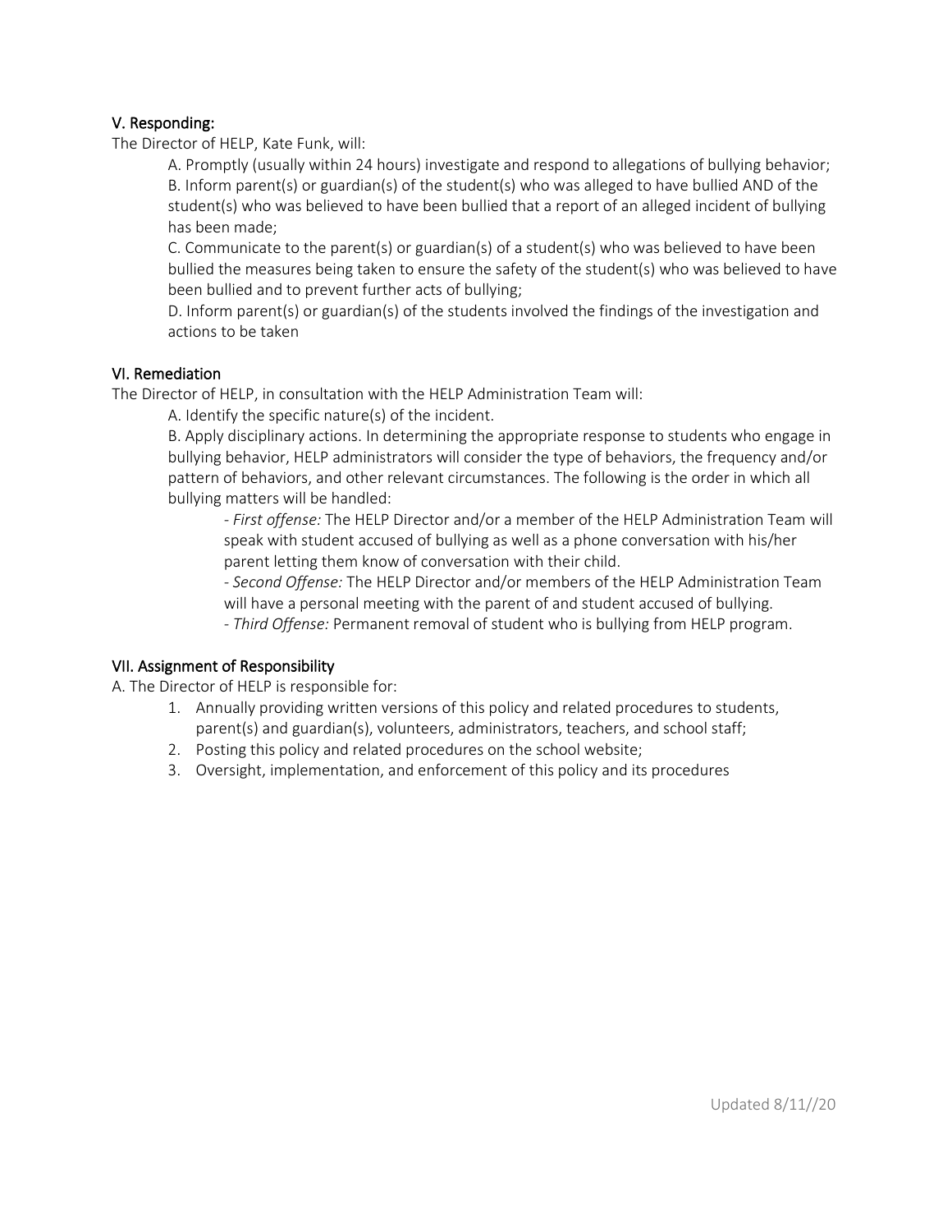## V. Responding:

The Director of HELP, Kate Funk, will:

A. Promptly (usually within 24 hours) investigate and respond to allegations of bullying behavior;
B. Inform parent(s) or guardian(s) of the student(s) who was alleged to have bullied AND of the student(s) who was believed to have been bullied that a report of an alleged incident of bullying has been made;
C. Communicate to the parent(s) or guardian(s) of a student(s) who was believed to have been bullied the measures being taken to ensure the safety of the student(s) who was believed to have been bullied and to prevent further acts of bullying;
D. Inform parent(s) or guardian(s) of the students involved the findings of the investigation and actions to be taken

## VI. Remediation

The Director of HELP, in consultation with the HELP Administration Team will:

A. Identify the specific nature(s) of the incident.
B. Apply disciplinary actions. In determining the appropriate response to students who engage in bullying behavior, HELP administrators will consider the type of behaviors, the frequency and/or pattern of behaviors, and other relevant circumstances. The following is the order in which all bullying matters will be handled:

- *First offense:* The HELP Director and/or a member of the HELP Administration Team will speak with student accused of bullying as well as a phone conversation with his/her parent letting them know of conversation with their child.
- *Second Offense:* The HELP Director and/or members of the HELP Administration Team will have a personal meeting with the parent of and student accused of bullying.
- *Third Offense:* Permanent removal of student who is bullying from HELP program.

## VII. Assignment of Responsibility

A. The Director of HELP is responsible for:

1. Annually providing written versions of this policy and related procedures to students, parent(s) and guardian(s), volunteers, administrators, teachers, and school staff;
2. Posting this policy and related procedures on the school website;
3. Oversight, implementation, and enforcement of this policy and its procedures

Updated 8/11//20